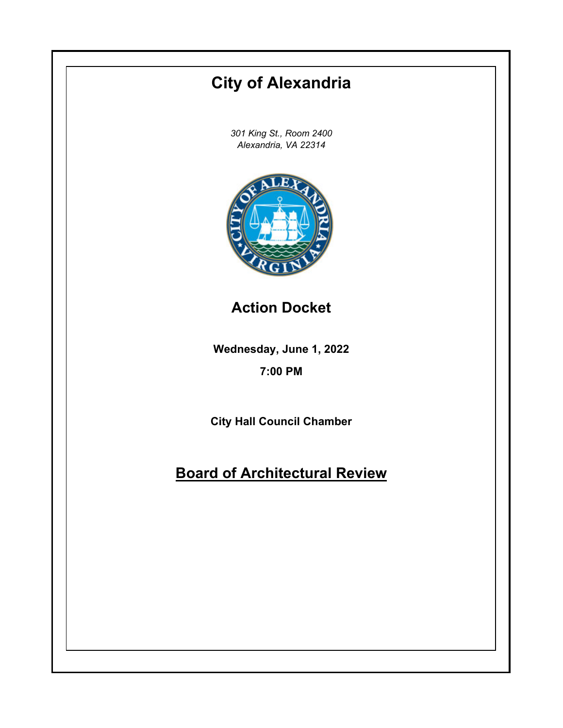# City of Alexandria

*301 King St., Room 2400*
*Alexandria, VA 22314*

## Action Docket

**Wednesday, June 1, 2022**

**7:00 PM**

**City Hall Council Chamber**

## Board of Architectural Review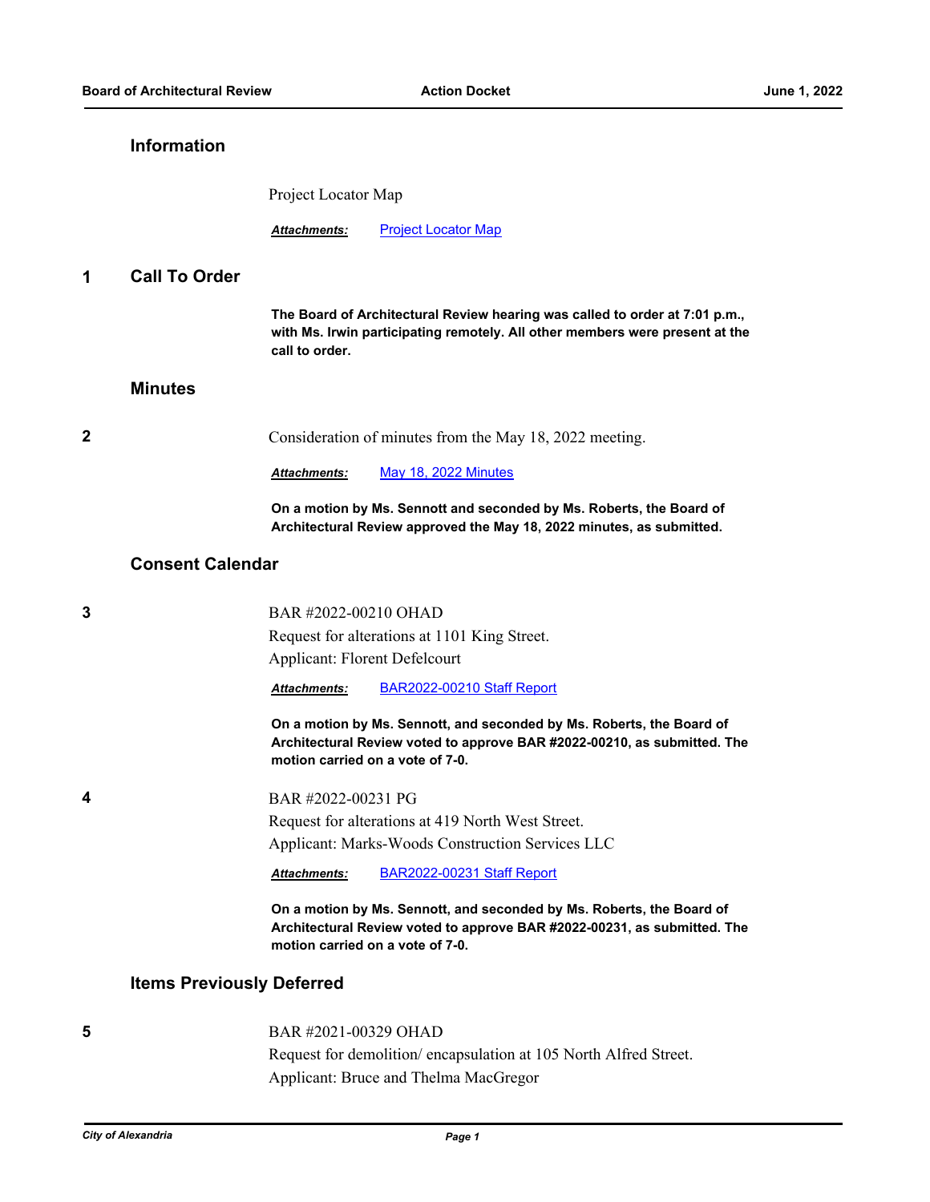## Information

Project Locator Map

***Attachments:*** [Project Locator Map]

## 1 Call To Order

**The Board of Architectural Review hearing was called to order at 7:01 p.m., with Ms. Irwin participating remotely. All other members were present at the call to order.**

## Minutes

**2**

Consideration of minutes from the May 18, 2022 meeting.

***Attachments:*** [May 18, 2022 Minutes]

**On a motion by Ms. Sennott and seconded by Ms. Roberts, the Board of Architectural Review approved the May 18, 2022 minutes, as submitted.**

## Consent Calendar

**3**

BAR #2022-00210 OHAD
Request for alterations at 1101 King Street.
Applicant: Florent Defelcourt

***Attachments:*** [BAR2022-00210 Staff Report]

**On a motion by Ms. Sennott, and seconded by Ms. Roberts, the Board of Architectural Review voted to approve BAR #2022-00210, as submitted. The motion carried on a vote of 7-0.**

**4**

BAR #2022-00231 PG
Request for alterations at 419 North West Street.
Applicant: Marks-Woods Construction Services LLC

***Attachments:*** [BAR2022-00231 Staff Report]

**On a motion by Ms. Sennott, and seconded by Ms. Roberts, the Board of Architectural Review voted to approve BAR #2022-00231, as submitted. The motion carried on a vote of 7-0.**

## Items Previously Deferred

**5**

BAR #2021-00329 OHAD
Request for demolition/ encapsulation at 105 North Alfred Street.
Applicant: Bruce and Thelma MacGregor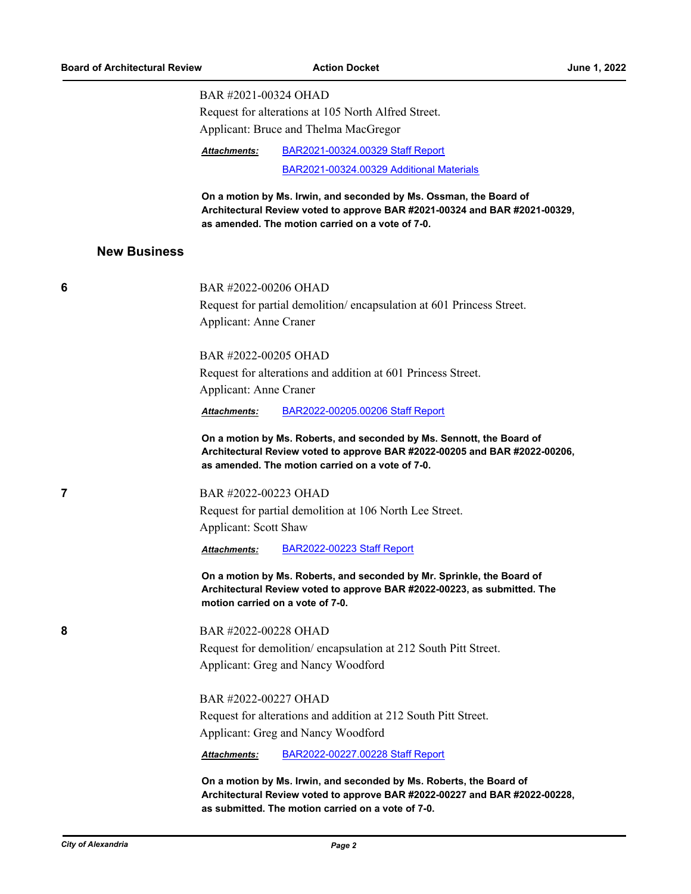BAR #2021-00324 OHAD

Request for alterations at 105 North Alfred Street.

Applicant: Bruce and Thelma MacGregor

***Attachments:*** BAR2021-00324.00329 Staff Report

BAR2021-00324.00329 Additional Materials

**On a motion by Ms. Irwin, and seconded by Ms. Ossman, the Board of Architectural Review voted to approve BAR #2021-00324 and BAR #2021-00329, as amended. The motion carried on a vote of 7-0.**

## New Business

**6**

BAR #2022-00206 OHAD

Request for partial demolition/ encapsulation at 601 Princess Street.

Applicant: Anne Craner

BAR #2022-00205 OHAD

Request for alterations and addition at 601 Princess Street.

Applicant: Anne Craner

***Attachments:*** BAR2022-00205.00206 Staff Report

**On a motion by Ms. Roberts, and seconded by Ms. Sennott, the Board of Architectural Review voted to approve BAR #2022-00205 and BAR #2022-00206, as amended. The motion carried on a vote of 7-0.**

**7**

BAR #2022-00223 OHAD

Request for partial demolition at 106 North Lee Street.

Applicant: Scott Shaw

***Attachments:*** BAR2022-00223 Staff Report

**On a motion by Ms. Roberts, and seconded by Mr. Sprinkle, the Board of Architectural Review voted to approve BAR #2022-00223, as submitted. The motion carried on a vote of 7-0.**

**8**

BAR #2022-00228 OHAD

Request for demolition/ encapsulation at 212 South Pitt Street.

Applicant: Greg and Nancy Woodford

BAR #2022-00227 OHAD

Request for alterations and addition at 212 South Pitt Street.

Applicant: Greg and Nancy Woodford

***Attachments:*** BAR2022-00227.00228 Staff Report

**On a motion by Ms. Irwin, and seconded by Ms. Roberts, the Board of Architectural Review voted to approve BAR #2022-00227 and BAR #2022-00228, as submitted. The motion carried on a vote of 7-0.**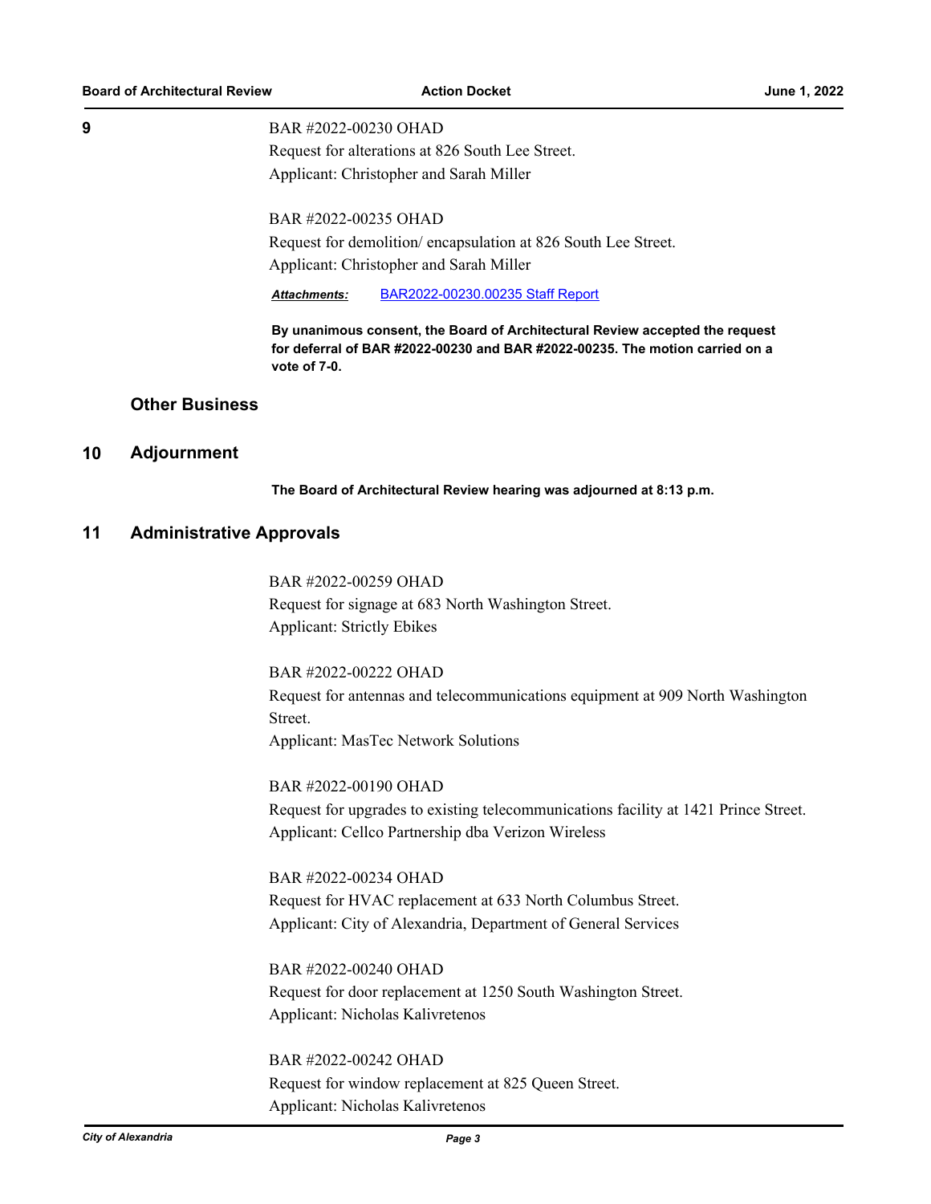**9**

BAR #2022-00230 OHAD
Request for alterations at 826 South Lee Street.
Applicant: Christopher and Sarah Miller

BAR #2022-00235 OHAD
Request for demolition/ encapsulation at 826 South Lee Street.
Applicant: Christopher and Sarah Miller

***Attachments:*** [BAR2022-00230.00235 Staff Report]

**By unanimous consent, the Board of Architectural Review accepted the request for deferral of BAR #2022-00230 and BAR #2022-00235. The motion carried on a vote of 7-0.**

## Other Business

## 10 Adjournment

**The Board of Architectural Review hearing was adjourned at 8:13 p.m.**

## 11 Administrative Approvals

BAR #2022-00259 OHAD
Request for signage at 683 North Washington Street.
Applicant: Strictly Ebikes

BAR #2022-00222 OHAD
Request for antennas and telecommunications equipment at 909 North Washington Street.
Applicant: MasTec Network Solutions

BAR #2022-00190 OHAD
Request for upgrades to existing telecommunications facility at 1421 Prince Street.
Applicant: Cellco Partnership dba Verizon Wireless

BAR #2022-00234 OHAD
Request for HVAC replacement at 633 North Columbus Street.
Applicant: City of Alexandria, Department of General Services

BAR #2022-00240 OHAD
Request for door replacement at 1250 South Washington Street.
Applicant: Nicholas Kalivretenos

BAR #2022-00242 OHAD
Request for window replacement at 825 Queen Street.
Applicant: Nicholas Kalivretenos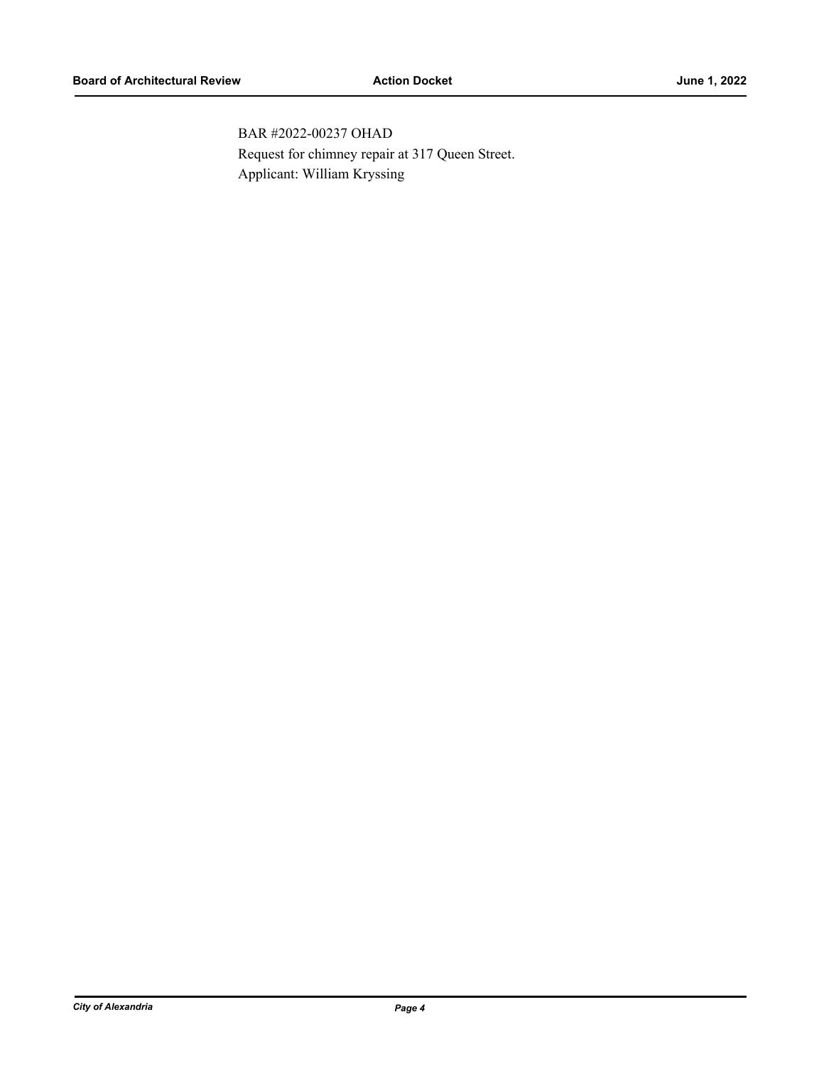BAR #2022-00237 OHAD

Request for chimney repair at 317 Queen Street.

Applicant: William Kryssing